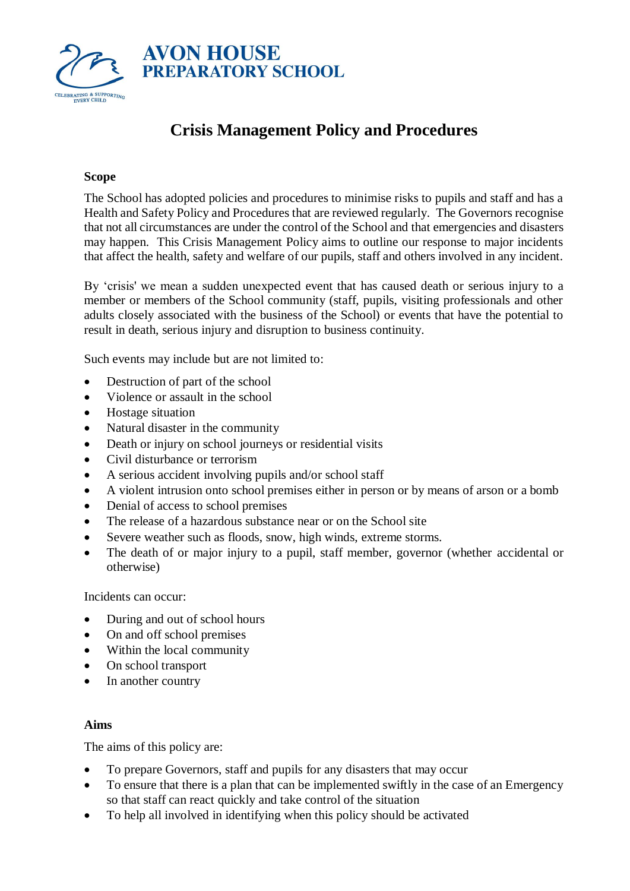**AVON HOUSE PREPARATORY SCHOOL**

CELEBRATING & SUPPORTING EVERY CHILD

# Crisis Management Policy and Procedures

### Scope

The School has adopted policies and procedures to minimise risks to pupils and staff and has a Health and Safety Policy and Procedures that are reviewed regularly. The Governors recognise that not all circumstances are under the control of the School and that emergencies and disasters may happen. This Crisis Management Policy aims to outline our response to major incidents that affect the health, safety and welfare of our pupils, staff and others involved in any incident.

By 'crisis' we mean a sudden unexpected event that has caused death or serious injury to a member or members of the School community (staff, pupils, visiting professionals and other adults closely associated with the business of the School) or events that have the potential to result in death, serious injury and disruption to business continuity.

Such events may include but are not limited to:

- Destruction of part of the school
- Violence or assault in the school
- Hostage situation
- Natural disaster in the community
- Death or injury on school journeys or residential visits
- Civil disturbance or terrorism
- A serious accident involving pupils and/or school staff
- A violent intrusion onto school premises either in person or by means of arson or a bomb
- Denial of access to school premises
- The release of a hazardous substance near or on the School site
- Severe weather such as floods, snow, high winds, extreme storms.
- The death of or major injury to a pupil, staff member, governor (whether accidental or otherwise)

Incidents can occur:

- During and out of school hours
- On and off school premises
- Within the local community
- On school transport
- In another country

### Aims

The aims of this policy are:

- To prepare Governors, staff and pupils for any disasters that may occur
- To ensure that there is a plan that can be implemented swiftly in the case of an Emergency so that staff can react quickly and take control of the situation
- To help all involved in identifying when this policy should be activated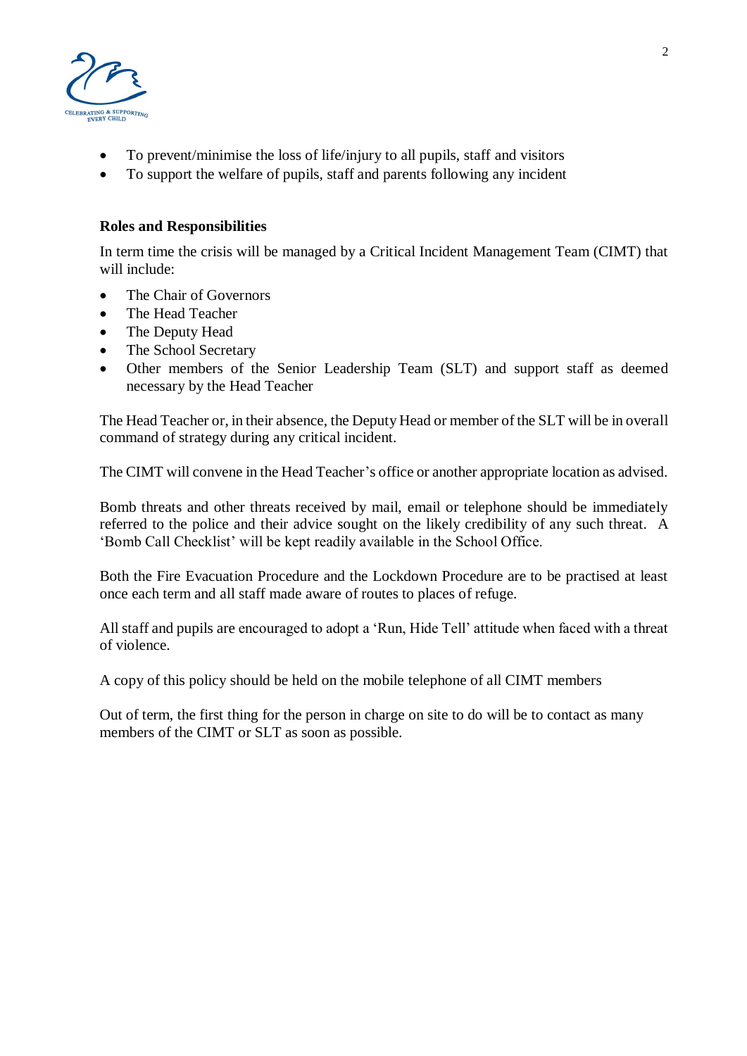- To prevent/minimise the loss of life/injury to all pupils, staff and visitors
- To support the welfare of pupils, staff and parents following any incident

**Roles and Responsibilities**

In term time the crisis will be managed by a Critical Incident Management Team (CIMT) that will include:

- The Chair of Governors
- The Head Teacher
- The Deputy Head
- The School Secretary
- Other members of the Senior Leadership Team (SLT) and support staff as deemed necessary by the Head Teacher

The Head Teacher or, in their absence, the Deputy Head or member of the SLT will be in overall command of strategy during any critical incident.

The CIMT will convene in the Head Teacher's office or another appropriate location as advised.

Bomb threats and other threats received by mail, email or telephone should be immediately referred to the police and their advice sought on the likely credibility of any such threat. A 'Bomb Call Checklist' will be kept readily available in the School Office.

Both the Fire Evacuation Procedure and the Lockdown Procedure are to be practised at least once each term and all staff made aware of routes to places of refuge.

All staff and pupils are encouraged to adopt a 'Run, Hide Tell' attitude when faced with a threat of violence.

A copy of this policy should be held on the mobile telephone of all CIMT members

Out of term, the first thing for the person in charge on site to do will be to contact as many members of the CIMT or SLT as soon as possible.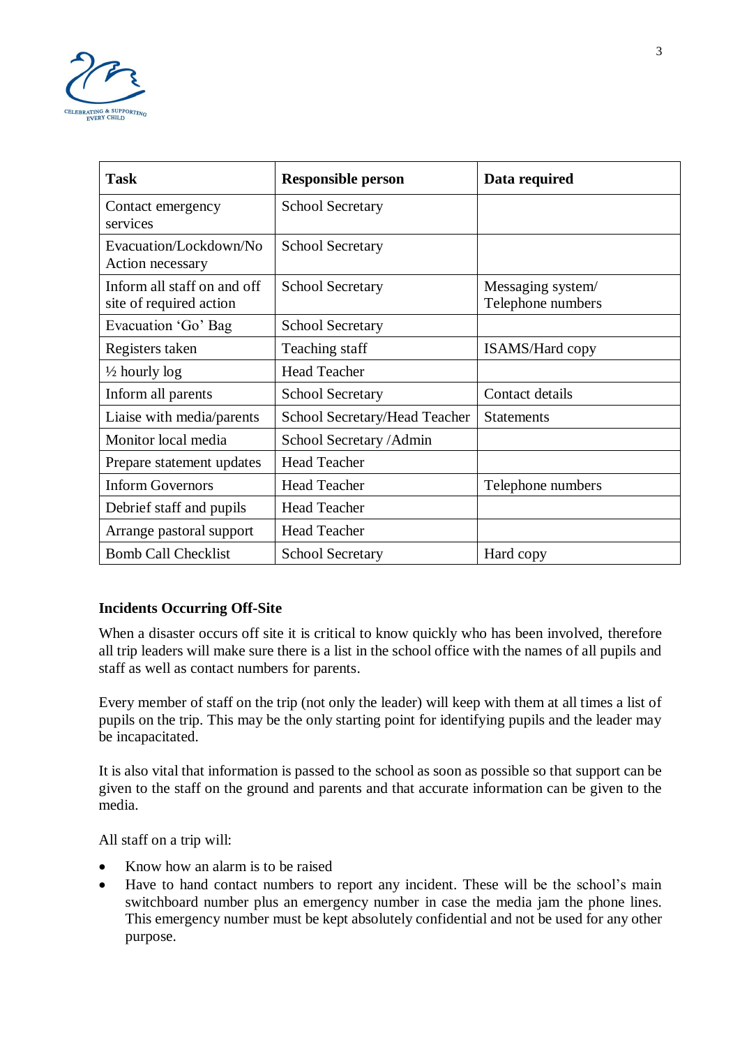| Task | Responsible person | Data required |
| --- | --- | --- |
| Contact emergency services | School Secretary | |
| Evacuation/Lockdown/No Action necessary | School Secretary | |
| Inform all staff on and off site of required action | School Secretary | Messaging system/ Telephone numbers |
| Evacuation 'Go' Bag | School Secretary | |
| Registers taken | Teaching staff | ISAMS/Hard copy |
| ½ hourly log | Head Teacher | |
| Inform all parents | School Secretary | Contact details |
| Liaise with media/parents | School Secretary/Head Teacher | Statements |
| Monitor local media | School Secretary /Admin | |
| Prepare statement updates | Head Teacher | |
| Inform Governors | Head Teacher | Telephone numbers |
| Debrief staff and pupils | Head Teacher | |
| Arrange pastoral support | Head Teacher | |
| Bomb Call Checklist | School Secretary | Hard copy |

**Incidents Occurring Off-Site**

When a disaster occurs off site it is critical to know quickly who has been involved, therefore all trip leaders will make sure there is a list in the school office with the names of all pupils and staff as well as contact numbers for parents.

Every member of staff on the trip (not only the leader) will keep with them at all times a list of pupils on the trip. This may be the only starting point for identifying pupils and the leader may be incapacitated.

It is also vital that information is passed to the school as soon as possible so that support can be given to the staff on the ground and parents and that accurate information can be given to the media.

All staff on a trip will:

- Know how an alarm is to be raised
- Have to hand contact numbers to report any incident. These will be the school's main switchboard number plus an emergency number in case the media jam the phone lines. This emergency number must be kept absolutely confidential and not be used for any other purpose.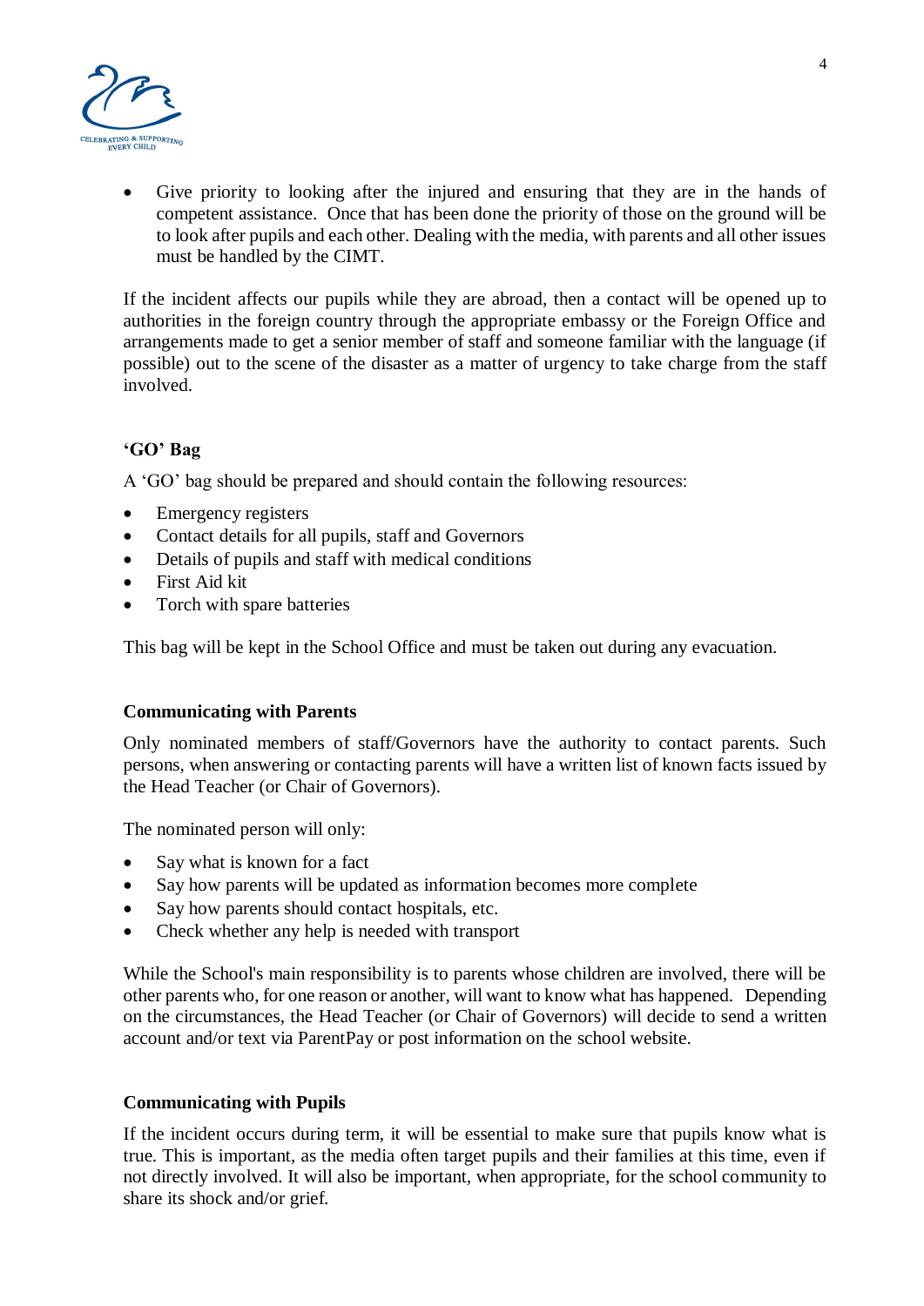- Give priority to looking after the injured and ensuring that they are in the hands of competent assistance. Once that has been done the priority of those on the ground will be to look after pupils and each other. Dealing with the media, with parents and all other issues must be handled by the CIMT.

If the incident affects our pupils while they are abroad, then a contact will be opened up to authorities in the foreign country through the appropriate embassy or the Foreign Office and arrangements made to get a senior member of staff and someone familiar with the language (if possible) out to the scene of the disaster as a matter of urgency to take charge from the staff involved.

**'GO' Bag**

A 'GO' bag should be prepared and should contain the following resources:

- Emergency registers
- Contact details for all pupils, staff and Governors
- Details of pupils and staff with medical conditions
- First Aid kit
- Torch with spare batteries

This bag will be kept in the School Office and must be taken out during any evacuation.

**Communicating with Parents**

Only nominated members of staff/Governors have the authority to contact parents. Such persons, when answering or contacting parents will have a written list of known facts issued by the Head Teacher (or Chair of Governors).

The nominated person will only:

- Say what is known for a fact
- Say how parents will be updated as information becomes more complete
- Say how parents should contact hospitals, etc.
- Check whether any help is needed with transport

While the School's main responsibility is to parents whose children are involved, there will be other parents who, for one reason or another, will want to know what has happened. Depending on the circumstances, the Head Teacher (or Chair of Governors) will decide to send a written account and/or text via ParentPay or post information on the school website.

**Communicating with Pupils**

If the incident occurs during term, it will be essential to make sure that pupils know what is true. This is important, as the media often target pupils and their families at this time, even if not directly involved. It will also be important, when appropriate, for the school community to share its shock and/or grief.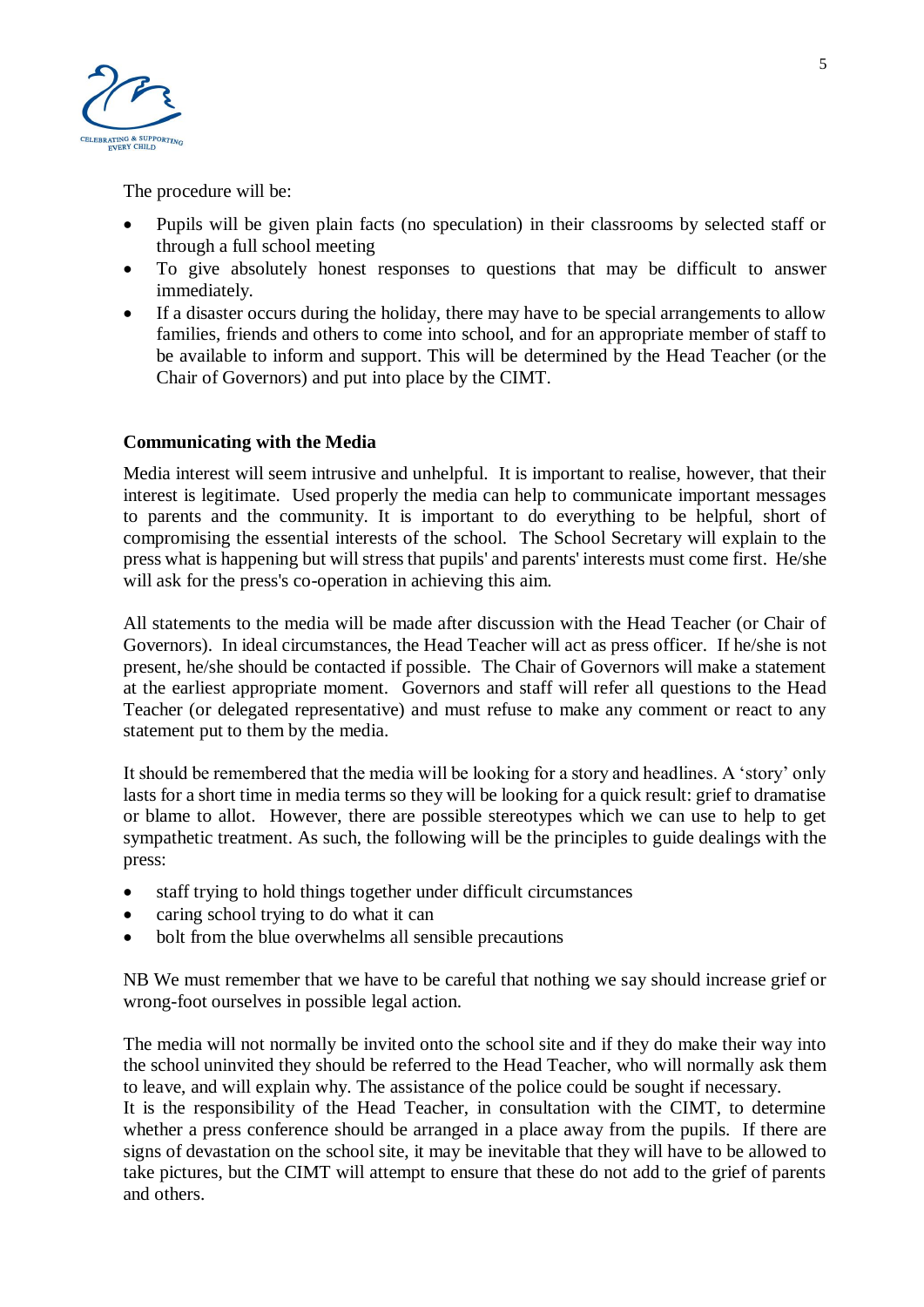The procedure will be:

- Pupils will be given plain facts (no speculation) in their classrooms by selected staff or through a full school meeting
- To give absolutely honest responses to questions that may be difficult to answer immediately.
- If a disaster occurs during the holiday, there may have to be special arrangements to allow families, friends and others to come into school, and for an appropriate member of staff to be available to inform and support. This will be determined by the Head Teacher (or the Chair of Governors) and put into place by the CIMT.

**Communicating with the Media**

Media interest will seem intrusive and unhelpful. It is important to realise, however, that their interest is legitimate. Used properly the media can help to communicate important messages to parents and the community. It is important to do everything to be helpful, short of compromising the essential interests of the school. The School Secretary will explain to the press what is happening but will stress that pupils' and parents' interests must come first. He/she will ask for the press's co-operation in achieving this aim.

All statements to the media will be made after discussion with the Head Teacher (or Chair of Governors). In ideal circumstances, the Head Teacher will act as press officer. If he/she is not present, he/she should be contacted if possible. The Chair of Governors will make a statement at the earliest appropriate moment. Governors and staff will refer all questions to the Head Teacher (or delegated representative) and must refuse to make any comment or react to any statement put to them by the media.

It should be remembered that the media will be looking for a story and headlines. A 'story' only lasts for a short time in media terms so they will be looking for a quick result: grief to dramatise or blame to allot. However, there are possible stereotypes which we can use to help to get sympathetic treatment. As such, the following will be the principles to guide dealings with the press:

- staff trying to hold things together under difficult circumstances
- caring school trying to do what it can
- bolt from the blue overwhelms all sensible precautions

NB We must remember that we have to be careful that nothing we say should increase grief or wrong-foot ourselves in possible legal action.

The media will not normally be invited onto the school site and if they do make their way into the school uninvited they should be referred to the Head Teacher, who will normally ask them to leave, and will explain why. The assistance of the police could be sought if necessary.
It is the responsibility of the Head Teacher, in consultation with the CIMT, to determine whether a press conference should be arranged in a place away from the pupils. If there are signs of devastation on the school site, it may be inevitable that they will have to be allowed to take pictures, but the CIMT will attempt to ensure that these do not add to the grief of parents and others.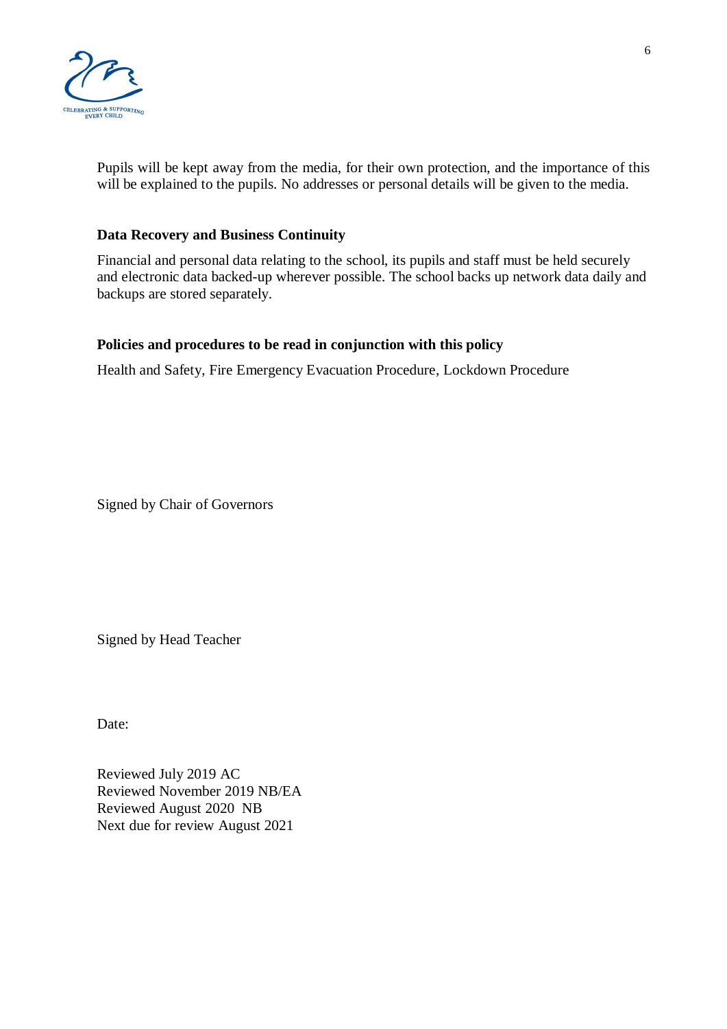Pupils will be kept away from the media, for their own protection, and the importance of this will be explained to the pupils. No addresses or personal details will be given to the media.

**Data Recovery and Business Continuity**

Financial and personal data relating to the school, its pupils and staff must be held securely and electronic data backed-up wherever possible. The school backs up network data daily and backups are stored separately.

**Policies and procedures to be read in conjunction with this policy**

Health and Safety, Fire Emergency Evacuation Procedure, Lockdown Procedure

Signed by Chair of Governors

Signed by Head Teacher

Date:

Reviewed July 2019 AC
Reviewed November 2019 NB/EA
Reviewed August 2020 NB
Next due for review August 2021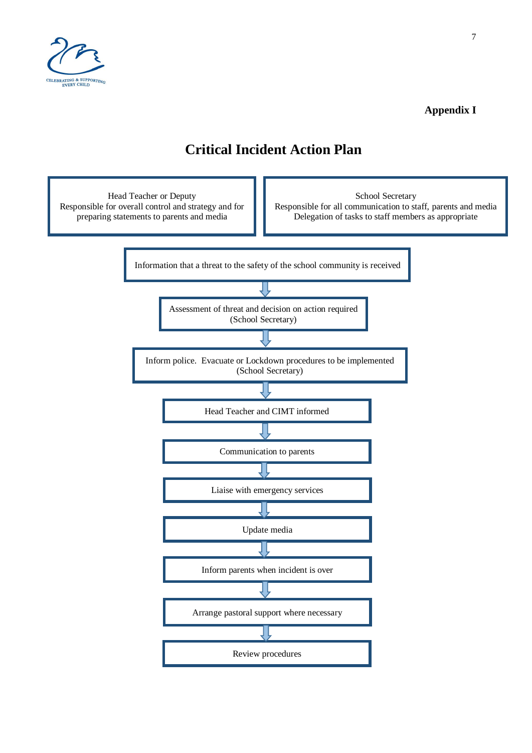**Appendix I**

# Critical Incident Action Plan

**Head Teacher or Deputy**
Responsible for overall control and strategy and for preparing statements to parents and media

**School Secretary**
Responsible for all communication to staff, parents and media
Delegation of tasks to staff members as appropriate

1. Information that a threat to the safety of the school community is received
2. Assessment of threat and decision on action required (School Secretary)
3. Inform police. Evacuate or Lockdown procedures to be implemented (School Secretary)
4. Head Teacher and CIMT informed
5. Communication to parents
6. Liaise with emergency services
7. Update media
8. Inform parents when incident is over
9. Arrange pastoral support where necessary
10. Review procedures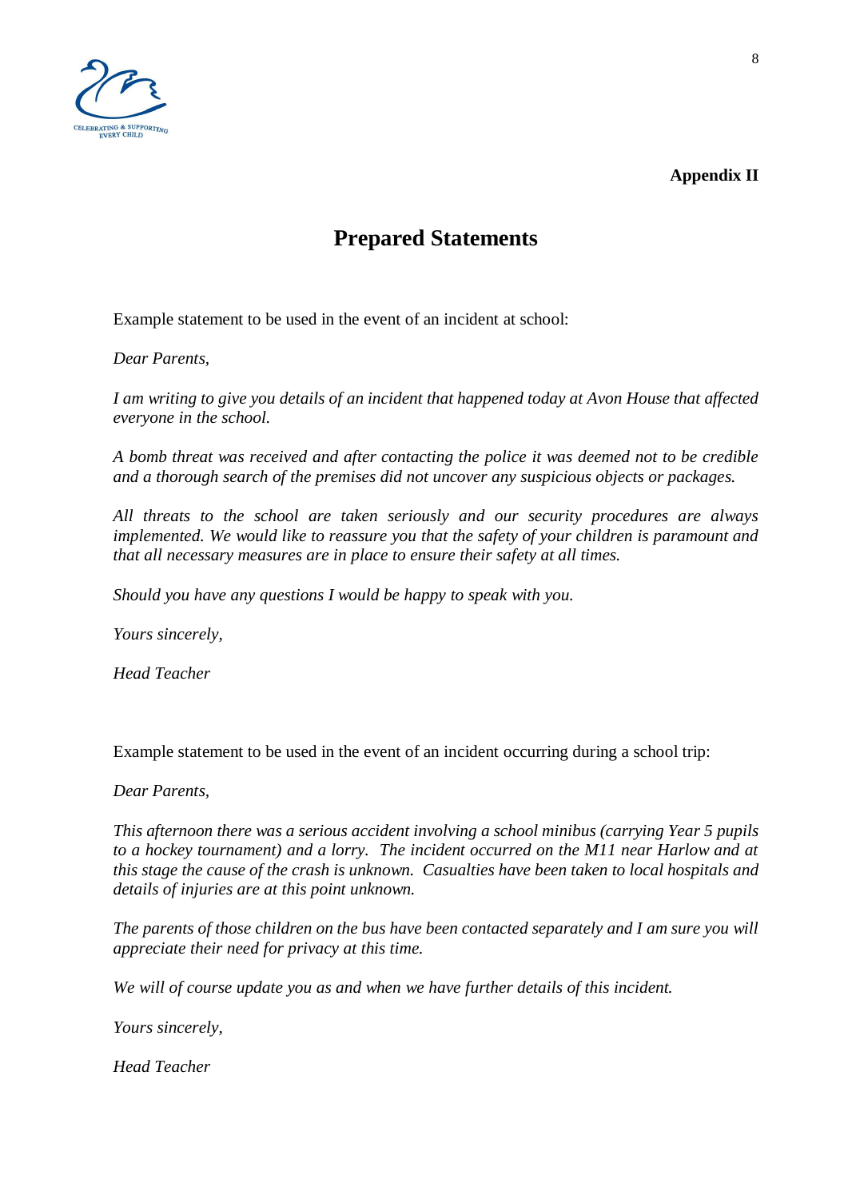**Appendix II**

# Prepared Statements

Example statement to be used in the event of an incident at school:

*Dear Parents,*

*I am writing to give you details of an incident that happened today at Avon House that affected everyone in the school.*

*A bomb threat was received and after contacting the police it was deemed not to be credible and a thorough search of the premises did not uncover any suspicious objects or packages.*

*All threats to the school are taken seriously and our security procedures are always implemented. We would like to reassure you that the safety of your children is paramount and that all necessary measures are in place to ensure their safety at all times.*

*Should you have any questions I would be happy to speak with you.*

*Yours sincerely,*

*Head Teacher*

Example statement to be used in the event of an incident occurring during a school trip:

*Dear Parents,*

*This afternoon there was a serious accident involving a school minibus (carrying Year 5 pupils to a hockey tournament) and a lorry. The incident occurred on the M11 near Harlow and at this stage the cause of the crash is unknown. Casualties have been taken to local hospitals and details of injuries are at this point unknown.*

*The parents of those children on the bus have been contacted separately and I am sure you will appreciate their need for privacy at this time.*

*We will of course update you as and when we have further details of this incident.*

*Yours sincerely,*

*Head Teacher*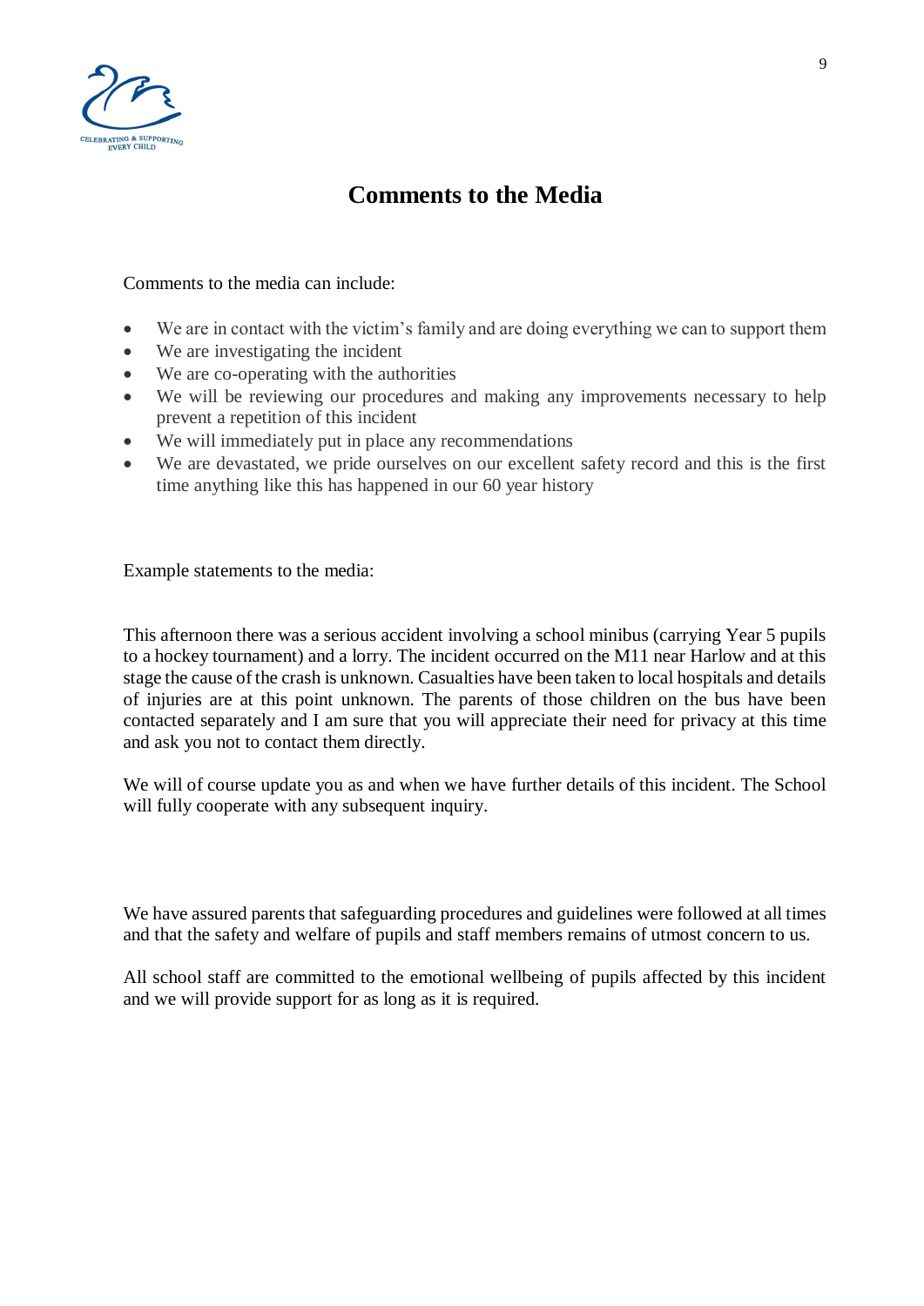# Comments to the Media

Comments to the media can include:

- We are in contact with the victim's family and are doing everything we can to support them
- We are investigating the incident
- We are co-operating with the authorities
- We will be reviewing our procedures and making any improvements necessary to help prevent a repetition of this incident
- We will immediately put in place any recommendations
- We are devastated, we pride ourselves on our excellent safety record and this is the first time anything like this has happened in our 60 year history

Example statements to the media:

This afternoon there was a serious accident involving a school minibus (carrying Year 5 pupils to a hockey tournament) and a lorry. The incident occurred on the M11 near Harlow and at this stage the cause of the crash is unknown. Casualties have been taken to local hospitals and details of injuries are at this point unknown. The parents of those children on the bus have been contacted separately and I am sure that you will appreciate their need for privacy at this time and ask you not to contact them directly.

We will of course update you as and when we have further details of this incident. The School will fully cooperate with any subsequent inquiry.

We have assured parents that safeguarding procedures and guidelines were followed at all times and that the safety and welfare of pupils and staff members remains of utmost concern to us.

All school staff are committed to the emotional wellbeing of pupils affected by this incident and we will provide support for as long as it is required.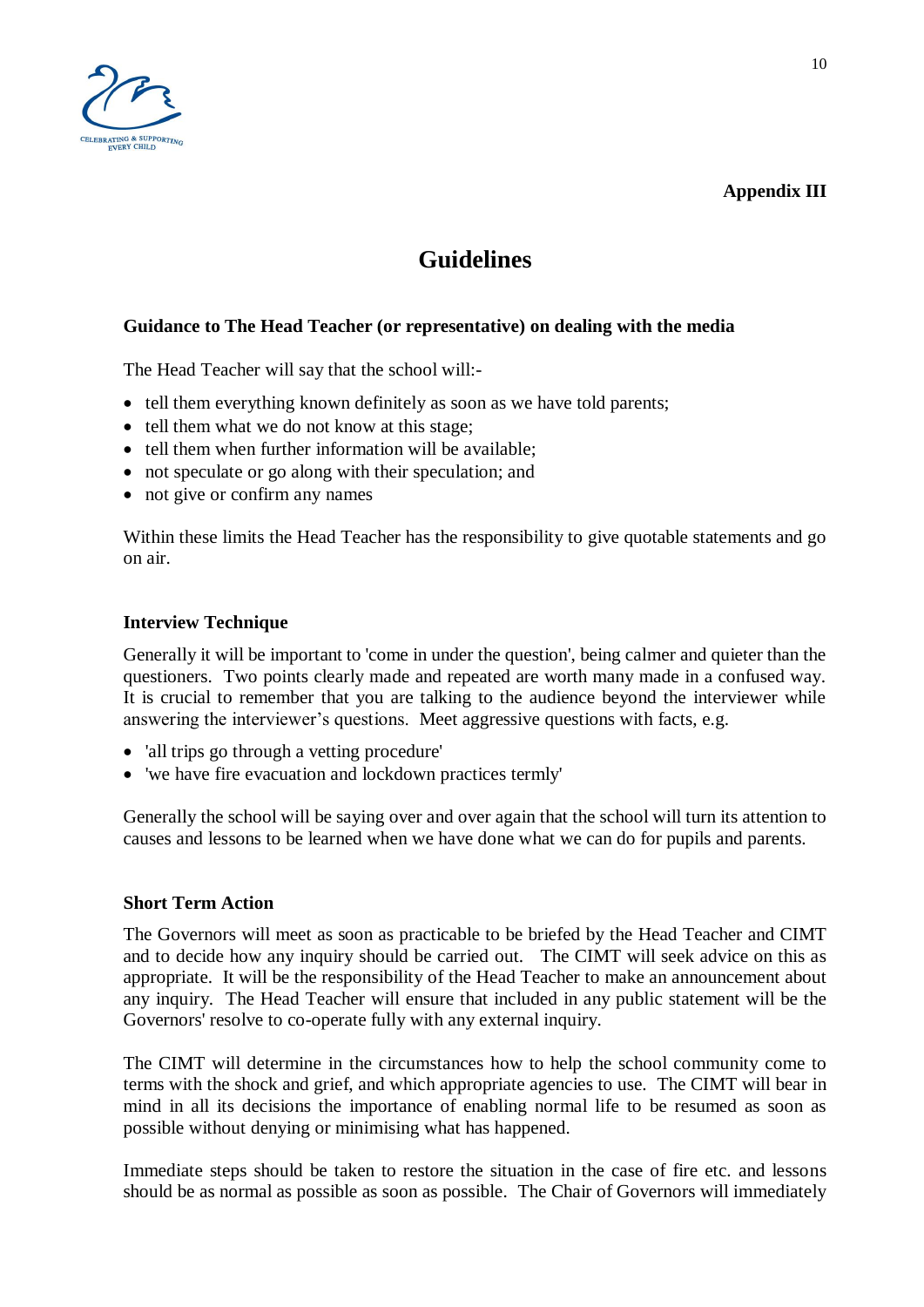**Appendix III**

# Guidelines

### Guidance to The Head Teacher (or representative) on dealing with the media

The Head Teacher will say that the school will:-

- tell them everything known definitely as soon as we have told parents;
- tell them what we do not know at this stage;
- tell them when further information will be available;
- not speculate or go along with their speculation; and
- not give or confirm any names

Within these limits the Head Teacher has the responsibility to give quotable statements and go on air.

### Interview Technique

Generally it will be important to 'come in under the question', being calmer and quieter than the questioners. Two points clearly made and repeated are worth many made in a confused way. It is crucial to remember that you are talking to the audience beyond the interviewer while answering the interviewer's questions. Meet aggressive questions with facts, e.g.

- 'all trips go through a vetting procedure'
- 'we have fire evacuation and lockdown practices termly'

Generally the school will be saying over and over again that the school will turn its attention to causes and lessons to be learned when we have done what we can do for pupils and parents.

### Short Term Action

The Governors will meet as soon as practicable to be briefed by the Head Teacher and CIMT and to decide how any inquiry should be carried out. The CIMT will seek advice on this as appropriate. It will be the responsibility of the Head Teacher to make an announcement about any inquiry. The Head Teacher will ensure that included in any public statement will be the Governors' resolve to co-operate fully with any external inquiry.

The CIMT will determine in the circumstances how to help the school community come to terms with the shock and grief, and which appropriate agencies to use. The CIMT will bear in mind in all its decisions the importance of enabling normal life to be resumed as soon as possible without denying or minimising what has happened.

Immediate steps should be taken to restore the situation in the case of fire etc. and lessons should be as normal as possible as soon as possible. The Chair of Governors will immediately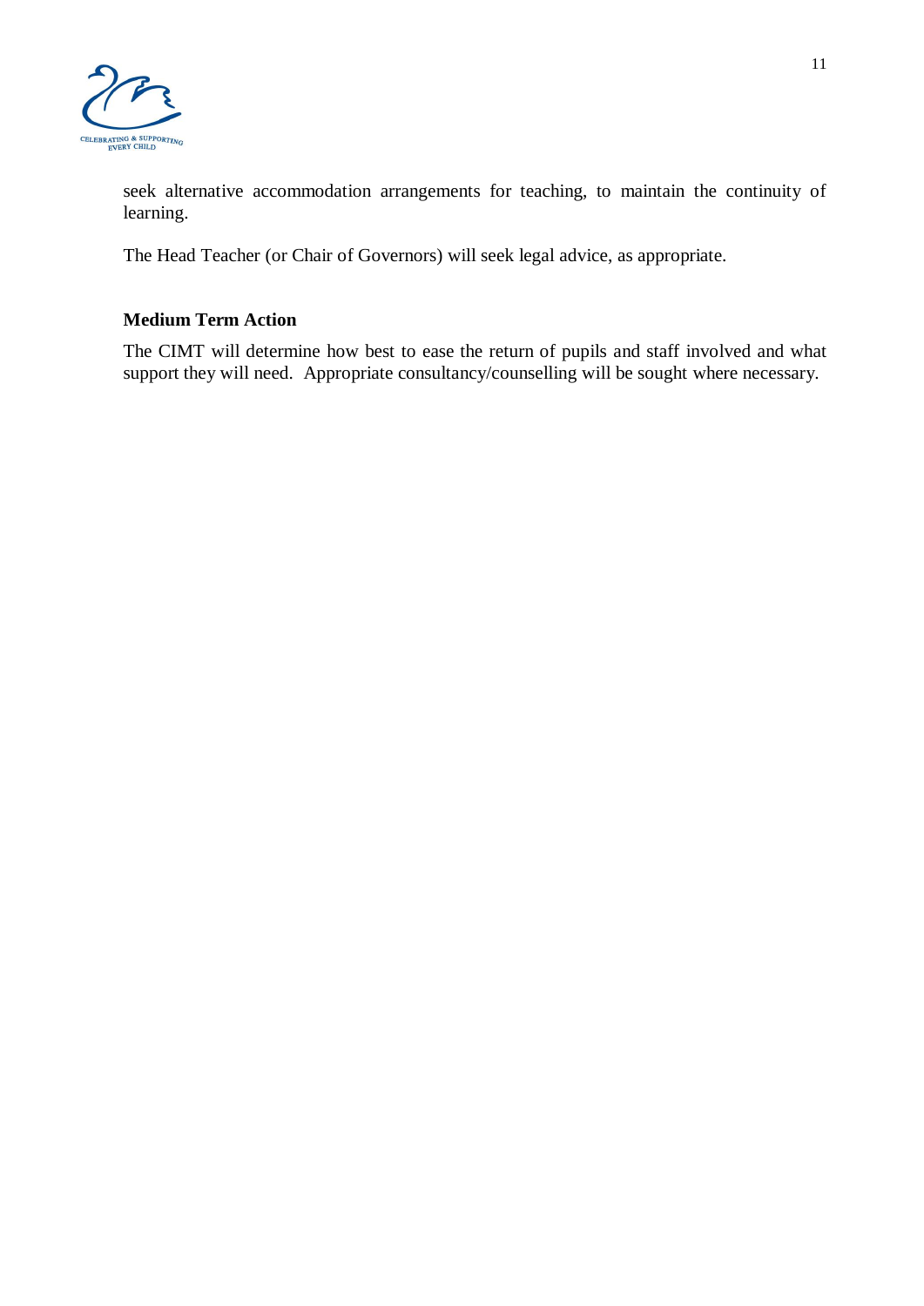seek alternative accommodation arrangements for teaching, to maintain the continuity of learning.

The Head Teacher (or Chair of Governors) will seek legal advice, as appropriate.

**Medium Term Action**

The CIMT will determine how best to ease the return of pupils and staff involved and what support they will need. Appropriate consultancy/counselling will be sought where necessary.